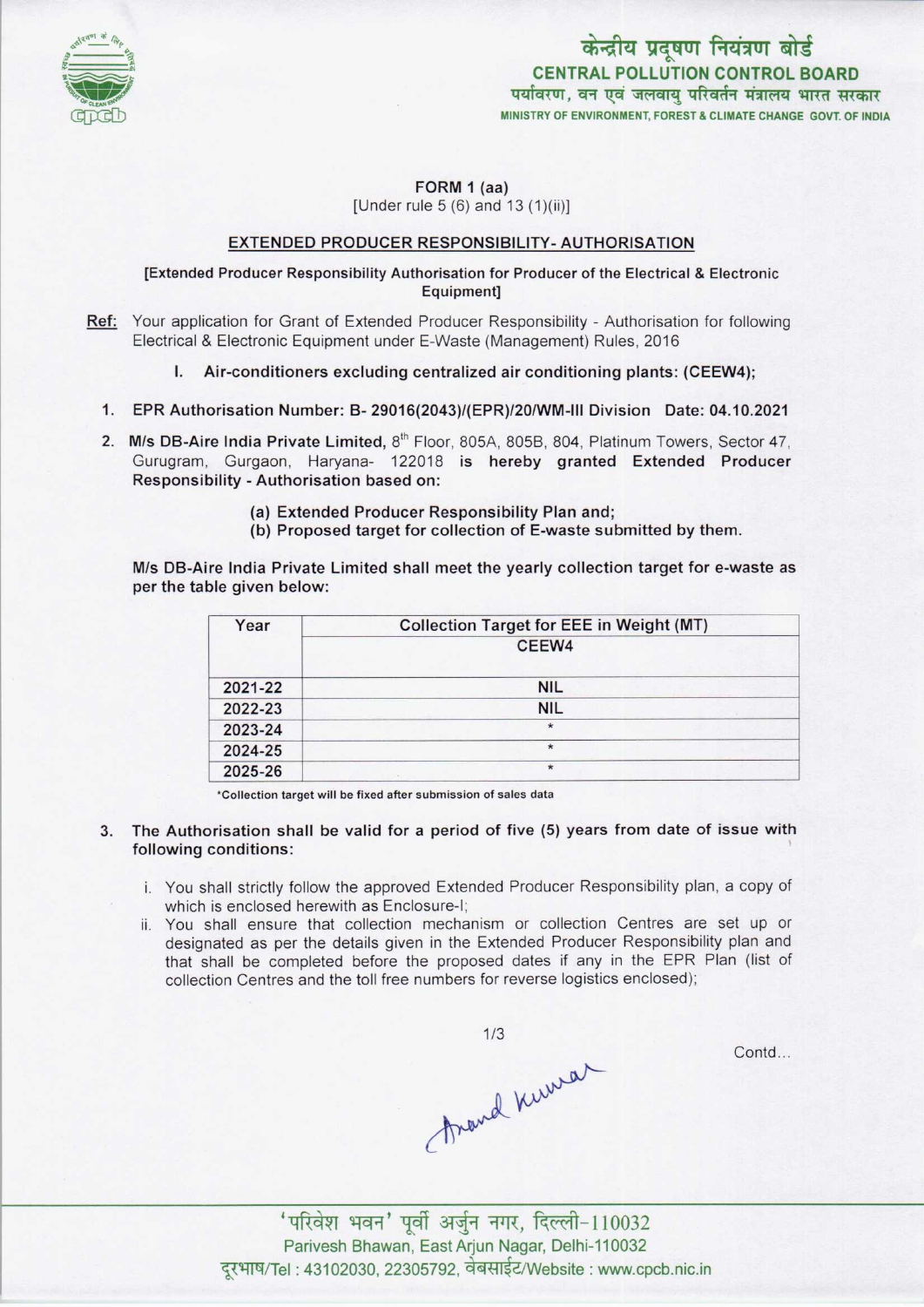केन्द्रीय प्रदूषण नियंत्रण बोर्ड
**CENTRAL POLLUTION CONTROL BOARD**
पर्यावरण, वन एवं जलवायु परिवर्तन मंत्रालय भारत सरकार
MINISTRY OF ENVIRONMENT, FOREST & CLIMATE CHANGE GOVT. OF INDIA

**FORM 1 (aa)**
[Under rule 5 (6) and 13 (1)(ii)]

**EXTENDED PRODUCER RESPONSIBILITY- AUTHORISATION**

**[Extended Producer Responsibility Authorisation for Producer of the Electrical & Electronic Equipment]**

Ref: Your application for Grant of Extended Producer Responsibility - Authorisation for following Electrical & Electronic Equipment under E-Waste (Management) Rules, 2016

I. **Air-conditioners excluding centralized air conditioning plants: (CEEW4);**

1. **EPR Authorisation Number: B- 29016(2043)/(EPR)/20/WM-III Division Date: 04.10.2021**

2. **M/s DB-Aire India Private Limited,** 8th Floor, 805A, 805B, 804, Platinum Towers, Sector 47, Gurugram, Gurgaon, Haryana- 122018 **is hereby granted Extended Producer Responsibility - Authorisation based on:**

   (a) **Extended Producer Responsibility Plan and;**
   (b) **Proposed target for collection of E-waste submitted by them.**

**M/s DB-Aire India Private Limited shall meet the yearly collection target for e-waste as per the table given below:**

| Year | Collection Target for EEE in Weight (MT) |
|---|---|
| | CEEW4 |
| 2021-22 | NIL |
| 2022-23 | NIL |
| 2023-24 | * |
| 2024-25 | * |
| 2025-26 | * |

*Collection target will be fixed after submission of sales data

3. **The Authorisation shall be valid for a period of five (5) years from date of issue with following conditions:**

   i. You shall strictly follow the approved Extended Producer Responsibility plan, a copy of which is enclosed herewith as Enclosure-I;
   ii. You shall ensure that collection mechanism or collection Centres are set up or designated as per the details given in the Extended Producer Responsibility plan and that shall be completed before the proposed dates if any in the EPR Plan (list of collection Centres and the toll free numbers for reverse logistics enclosed);

Contd...

Anand Kumar

'परिवेश भवन' पूर्वी अर्जुन नगर, दिल्ली-110032
Parivesh Bhawan, East Arjun Nagar, Delhi-110032
दूरभाष/Tel : 43102030, 22305792, वेबसाईट/Website : www.cpcb.nic.in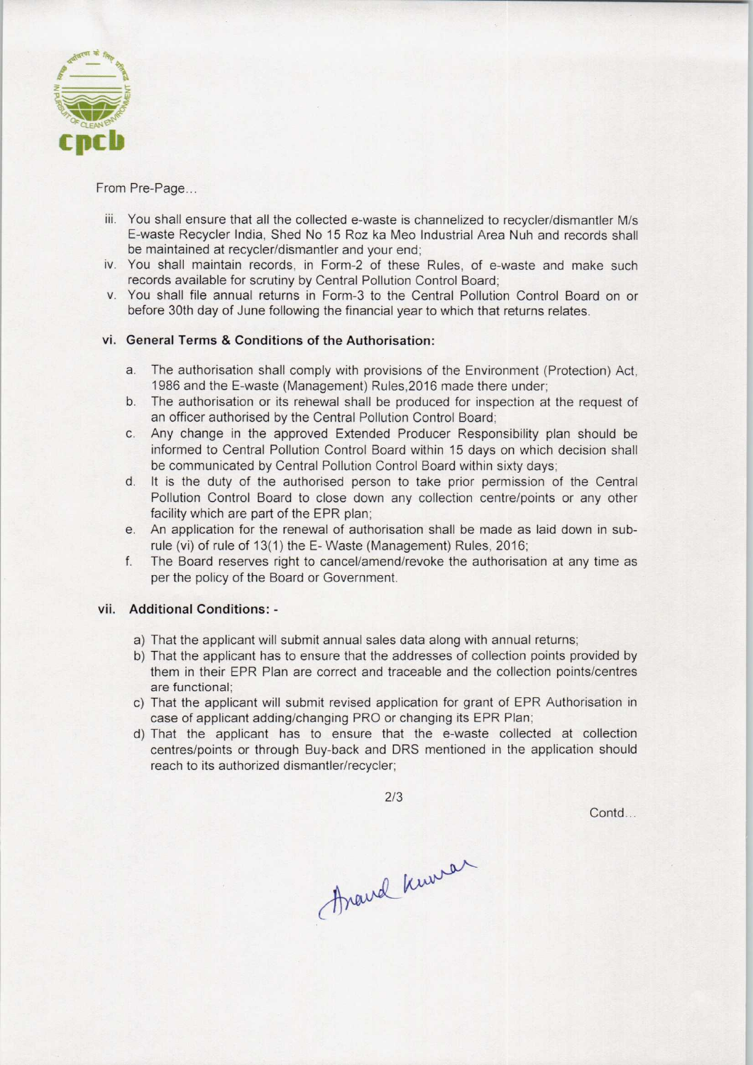From Pre-Page...

iii. You shall ensure that all the collected e-waste is channelized to recycler/dismantler M/s E-waste Recycler India, Shed No 15 Roz ka Meo Industrial Area Nuh and records shall be maintained at recycler/dismantler and your end;

iv. You shall maintain records, in Form-2 of these Rules, of e-waste and make such records available for scrutiny by Central Pollution Control Board;

v. You shall file annual returns in Form-3 to the Central Pollution Control Board on or before 30th day of June following the financial year to which that returns relates.

### vi. General Terms & Conditions of the Authorisation:

a. The authorisation shall comply with provisions of the Environment (Protection) Act, 1986 and the E-waste (Management) Rules,2016 made there under;

b. The authorisation or its renewal shall be produced for inspection at the request of an officer authorised by the Central Pollution Control Board;

c. Any change in the approved Extended Producer Responsibility plan should be informed to Central Pollution Control Board within 15 days on which decision shall be communicated by Central Pollution Control Board within sixty days;

d. It is the duty of the authorised person to take prior permission of the Central Pollution Control Board to close down any collection centre/points or any other facility which are part of the EPR plan;

e. An application for the renewal of authorisation shall be made as laid down in sub-rule (vi) of rule of 13(1) the E- Waste (Management) Rules, 2016;

f. The Board reserves right to cancel/amend/revoke the authorisation at any time as per the policy of the Board or Government.

### vii. Additional Conditions: -

a) That the applicant will submit annual sales data along with annual returns;

b) That the applicant has to ensure that the addresses of collection points provided by them in their EPR Plan are correct and traceable and the collection points/centres are functional;

c) That the applicant will submit revised application for grant of EPR Authorisation in case of applicant adding/changing PRO or changing its EPR Plan;

d) That the applicant has to ensure that the e-waste collected at collection centres/points or through Buy-back and DRS mentioned in the application should reach to its authorized dismantler/recycler;

Contd...

Anand Kumar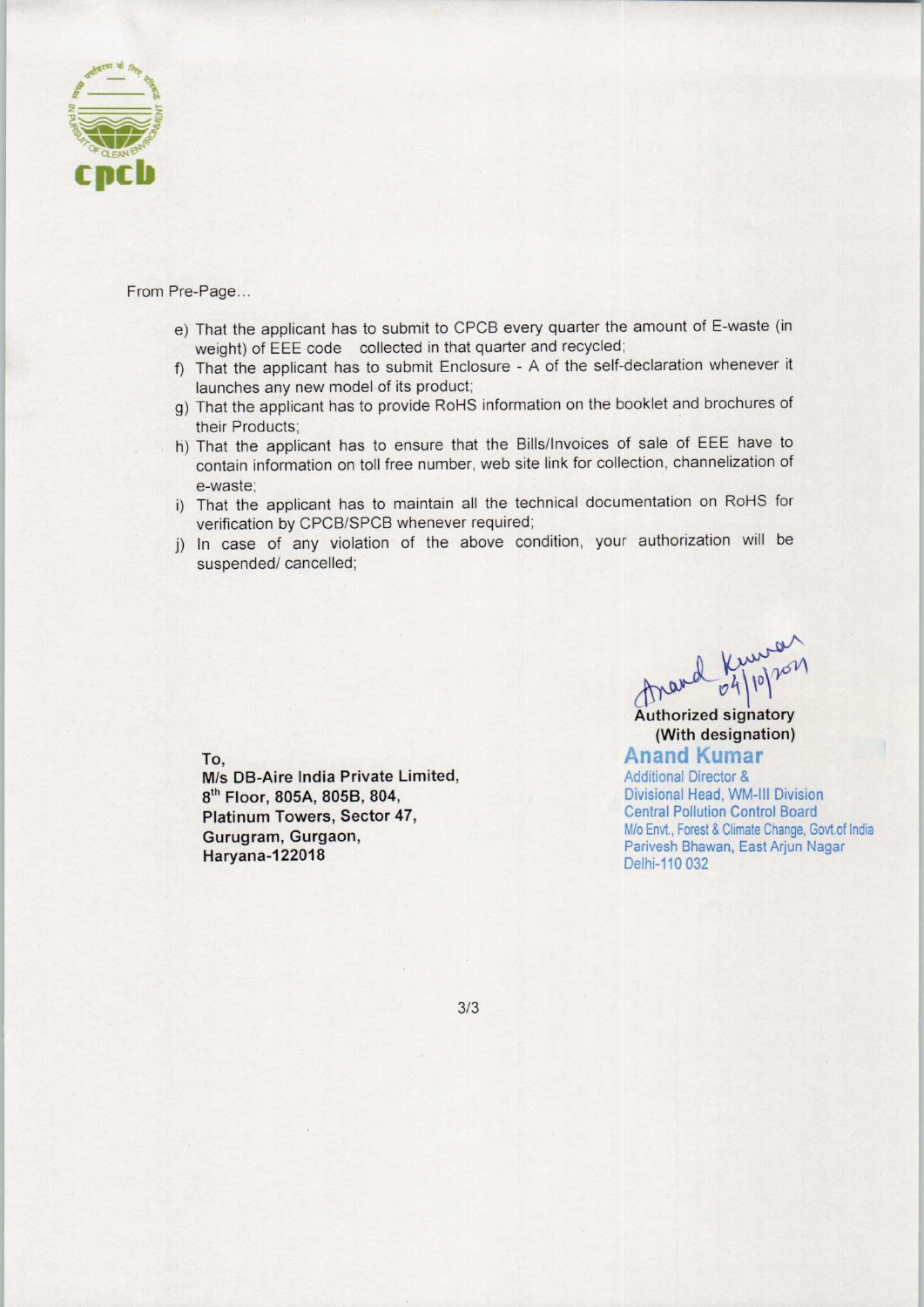From Pre-Page...

e) That the applicant has to submit to CPCB every quarter the amount of E-waste (in weight) of EEE code collected in that quarter and recycled;
f) That the applicant has to submit Enclosure - A of the self-declaration whenever it launches any new model of its product;
g) That the applicant has to provide RoHS information on the booklet and brochures of their Products;
h) That the applicant has to ensure that the Bills/Invoices of sale of EEE have to contain information on toll free number, web site link for collection, channelization of e-waste;
i) That the applicant has to maintain all the technical documentation on RoHS for verification by CPCB/SPCB whenever required;
j) In case of any violation of the above condition, your authorization will be suspended/ cancelled;

Anand Kumar
04/10/2021

**Authorized signatory**
**(With designation)**

**Anand Kumar**
Additional Director &
Divisional Head, WM-III Division
Central Pollution Control Board
M/o Envt., Forest & Climate Change, Govt.of India
Parivesh Bhawan, East Arjun Nagar
Delhi-110 032

**To,**
**M/s DB-Aire India Private Limited,**
**8th Floor, 805A, 805B, 804,**
**Platinum Towers, Sector 47,**
**Gurugram, Gurgaon,**
**Haryana-122018**